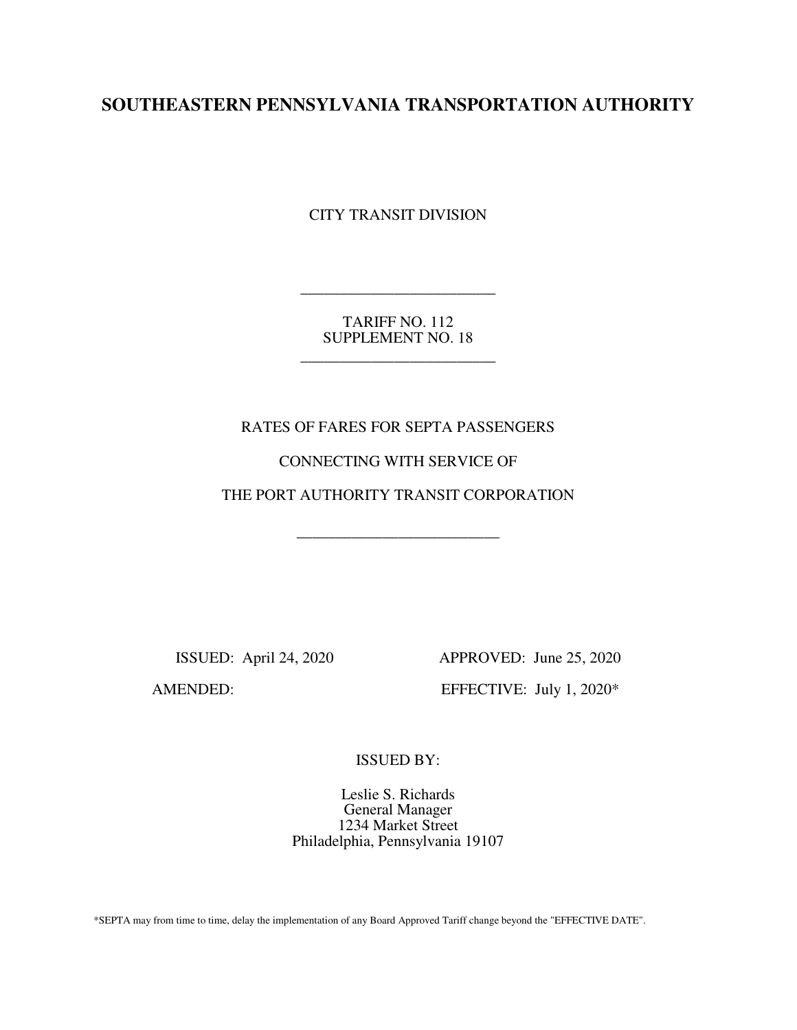# SOUTHEASTERN PENNSYLVANIA TRANSPORTATION AUTHORITY

CITY TRANSIT DIVISION

---

TARIFF NO. 112
SUPPLEMENT NO. 18

---

RATES OF FARES FOR SEPTA PASSENGERS

CONNECTING WITH SERVICE OF

THE PORT AUTHORITY TRANSIT CORPORATION

---

ISSUED: April 24, 2020 APPROVED: June 25, 2020

AMENDED: EFFECTIVE: July 1, 2020*

ISSUED BY:

Leslie S. Richards
General Manager
1234 Market Street
Philadelphia, Pennsylvania 19107

*SEPTA may from time to time, delay the implementation of any Board Approved Tariff change beyond the "EFFECTIVE DATE".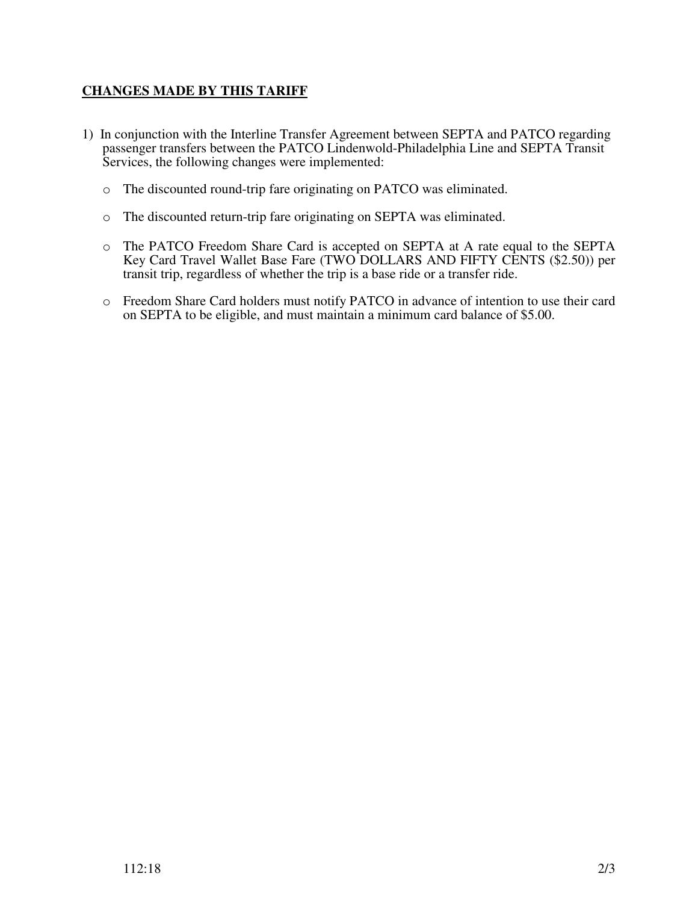**CHANGES MADE BY THIS TARIFF**

1) In conjunction with the Interline Transfer Agreement between SEPTA and PATCO regarding passenger transfers between the PATCO Lindenwold-Philadelphia Line and SEPTA Transit Services, the following changes were implemented:

   - The discounted round-trip fare originating on PATCO was eliminated.

   - The discounted return-trip fare originating on SEPTA was eliminated.

   - The PATCO Freedom Share Card is accepted on SEPTA at A rate equal to the SEPTA Key Card Travel Wallet Base Fare (TWO DOLLARS AND FIFTY CENTS ($2.50)) per transit trip, regardless of whether the trip is a base ride or a transfer ride.

   - Freedom Share Card holders must notify PATCO in advance of intention to use their card on SEPTA to be eligible, and must maintain a minimum card balance of $5.00.

112:18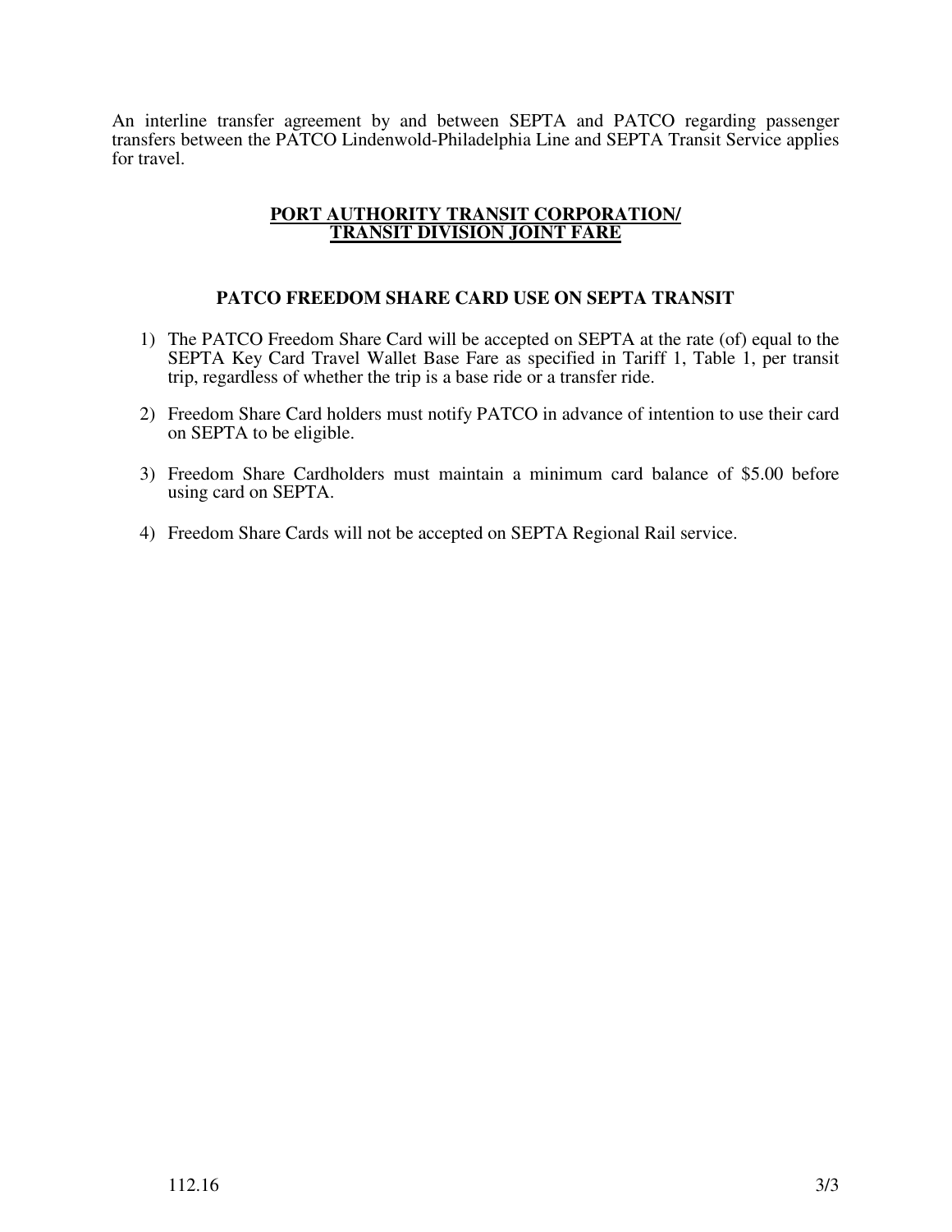An interline transfer agreement by and between SEPTA and PATCO regarding passenger transfers between the PATCO Lindenwold-Philadelphia Line and SEPTA Transit Service applies for travel.

## PORT AUTHORITY TRANSIT CORPORATION/ TRANSIT DIVISION JOINT FARE

### PATCO FREEDOM SHARE CARD USE ON SEPTA TRANSIT

1) The PATCO Freedom Share Card will be accepted on SEPTA at the rate (of) equal to the SEPTA Key Card Travel Wallet Base Fare as specified in Tariff 1, Table 1, per transit trip, regardless of whether the trip is a base ride or a transfer ride.

2) Freedom Share Card holders must notify PATCO in advance of intention to use their card on SEPTA to be eligible.

3) Freedom Share Cardholders must maintain a minimum card balance of $5.00 before using card on SEPTA.

4) Freedom Share Cards will not be accepted on SEPTA Regional Rail service.

112.16